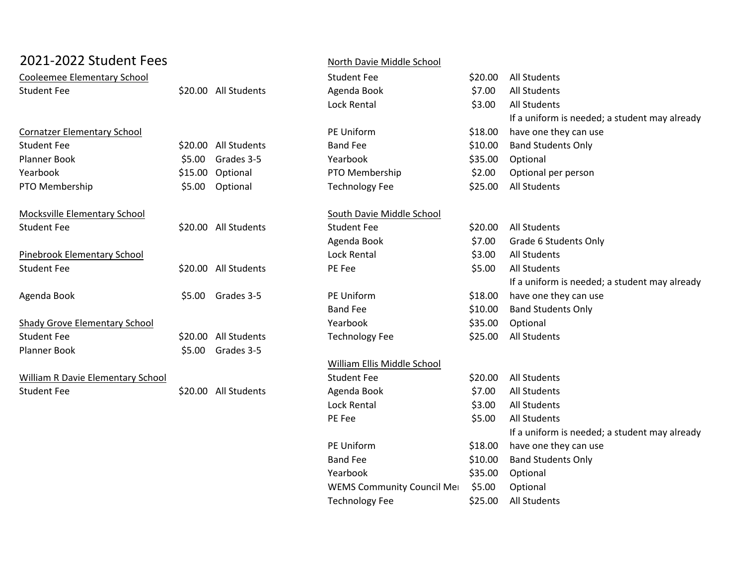# 2021-2022 Student Fees

## Cooleemee Elementary School

| Item | Fee | Applies To |
|---|---|---|
| Student Fee | $20.00 | All Students |

## Cornatzer Elementary School

| Item | Fee | Applies To |
|---|---|---|
| Student Fee | $20.00 | All Students |
| Planner Book | $5.00 | Grades 3-5 |
| Yearbook | $15.00 | Optional |
| PTO Membership | $5.00 | Optional |

## Mocksville Elementary School

| Item | Fee | Applies To |
|---|---|---|
| Student Fee | $20.00 | All Students |

## Pinebrook Elementary School

| Item | Fee | Applies To |
|---|---|---|
| Student Fee | $20.00 | All Students |
| Agenda Book | $5.00 | Grades 3-5 |

## Shady Grove Elementary School

| Item | Fee | Applies To |
|---|---|---|
| Student Fee | $20.00 | All Students |
| Planner Book | $5.00 | Grades 3-5 |

## William R Davie Elementary School

| Item | Fee | Applies To |
|---|---|---|
| Student Fee | $20.00 | All Students |

## North Davie Middle School

| Item | Fee | Applies To |
|---|---|---|
| Student Fee | $20.00 | All Students |
| Agenda Book | $7.00 | All Students |
| Lock Rental | $3.00 | All Students |
| PE Uniform | $18.00 | If a uniform is needed; a student may already have one they can use |
| Band Fee | $10.00 | Band Students Only |
| Yearbook | $35.00 | Optional |
| PTO Membership | $2.00 | Optional per person |
| Technology Fee | $25.00 | All Students |

## South Davie Middle School

| Item | Fee | Applies To |
|---|---|---|
| Student Fee | $20.00 | All Students |
| Agenda Book | $7.00 | Grade 6 Students Only |
| Lock Rental | $3.00 | All Students |
| PE Fee | $5.00 | All Students |
| PE Uniform | $18.00 | If a uniform is needed; a student may already have one they can use |
| Band Fee | $10.00 | Band Students Only |
| Yearbook | $35.00 | Optional |
| Technology Fee | $25.00 | All Students |

## William Ellis Middle School

| Item | Fee | Applies To |
|---|---|---|
| Student Fee | $20.00 | All Students |
| Agenda Book | $7.00 | All Students |
| Lock Rental | $3.00 | All Students |
| PE Fee | $5.00 | All Students |
| PE Uniform | $18.00 | If a uniform is needed; a student may already have one they can use |
| Band Fee | $10.00 | Band Students Only |
| Yearbook | $35.00 | Optional |
| WEMS Community Council Me | $5.00 | Optional |
| Technology Fee | $25.00 | All Students |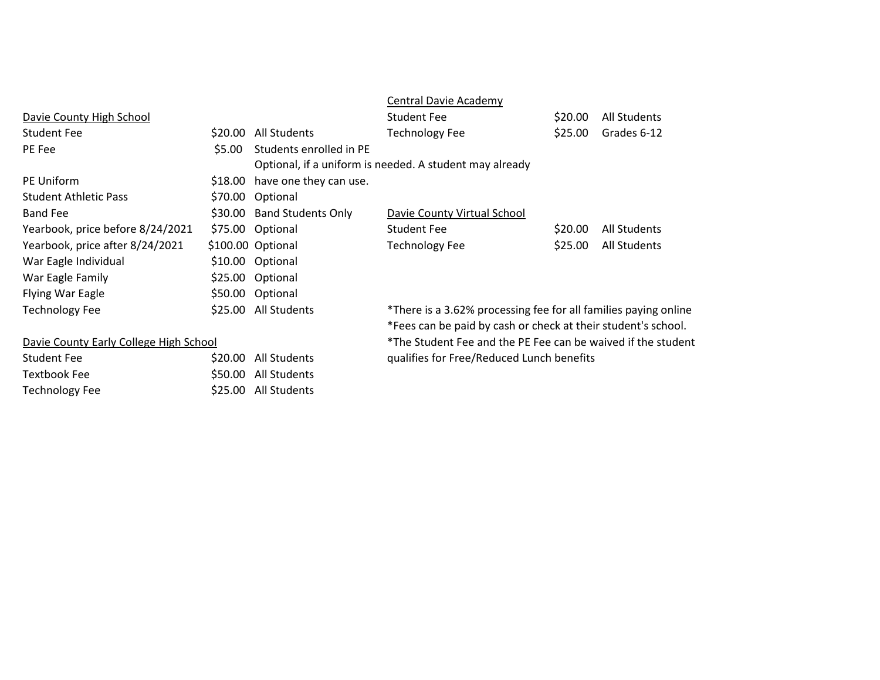Davie County High School

| | | |
|---|---|---|
| Student Fee | $20.00 | All Students |
| PE Fee | $5.00 | Students enrolled in PE |
| PE Uniform | $18.00 | Optional, if a uniform is needed. A student may already have one they can use. |
| Student Athletic Pass | $70.00 | Optional |
| Band Fee | $30.00 | Band Students Only |
| Yearbook, price before 8/24/2021 | $75.00 | Optional |
| Yearbook, price after 8/24/2021 | $100.00 | Optional |
| War Eagle Individual | $10.00 | Optional |
| War Eagle Family | $25.00 | Optional |
| Flying War Eagle | $50.00 | Optional |
| Technology Fee | $25.00 | All Students |

Davie County Early College High School

| | | |
|---|---|---|
| Student Fee | $20.00 | All Students |
| Textbook Fee | $50.00 | All Students |
| Technology Fee | $25.00 | All Students |

Central Davie Academy

| | | |
|---|---|---|
| Student Fee | $20.00 | All Students |
| Technology Fee | $25.00 | Grades 6-12 |

Davie County Virtual School

| | | |
|---|---|---|
| Student Fee | $20.00 | All Students |
| Technology Fee | $25.00 | All Students |

*There is a 3.62% processing fee for all families paying online

*Fees can be paid by cash or check at their student's school.

*The Student Fee and the PE Fee can be waived if the student qualifies for Free/Reduced Lunch benefits